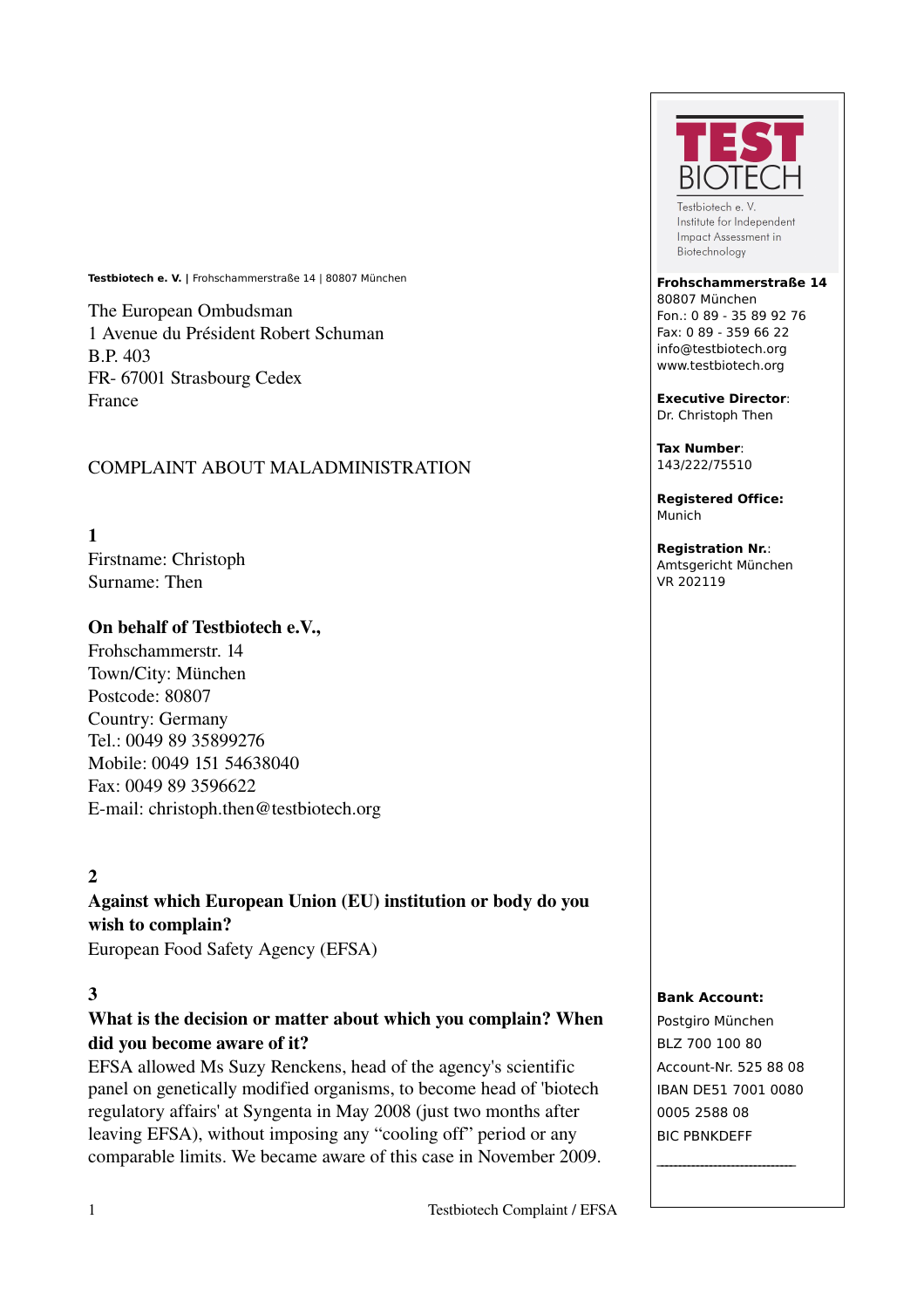**Testbiotech e. V.** | Frohschammerstraße 14 | 80807 München

The European Ombudsman
1 Avenue du Président Robert Schuman
B.P. 403
FR- 67001 Strasbourg Cedex
France

COMPLAINT ABOUT MALADMINISTRATION

**1**
Firstname: Christoph
Surname: Then

**On behalf of Testbiotech e.V.,**
Frohschammerstr. 14
Town/City: München
Postcode: 80807
Country: Germany
Tel.: 0049 89 35899276
Mobile: 0049 151 54638040
Fax: 0049 89 3596622
E-mail: christoph.then@testbiotech.org

**2**
**Against which European Union (EU) institution or body do you wish to complain?**
European Food Safety Agency (EFSA)

**3**
**What is the decision or matter about which you complain? When did you become aware of it?**
EFSA allowed Ms Suzy Renckens, head of the agency's scientific panel on genetically modified organisms, to become head of 'biotech regulatory affairs' at Syngenta in May 2008 (just two months after leaving EFSA), without imposing any "cooling off" period or any comparable limits. We became aware of this case in November 2009.

TEST BIOTECH
Testbiotech e. V.
Institute for Independent Impact Assessment in Biotechnology

**Frohschammerstraße 14**
80807 München
Fon.: 0 89 - 35 89 92 76
Fax: 0 89 - 359 66 22
info@testbiotech.org
www.testbiotech.org

**Executive Director**:
Dr. Christoph Then

**Tax Number**:
143/222/75510

**Registered Office:**
Munich

**Registration Nr.**:
Amtsgericht München
VR 202119

**Bank Account:**
Postgiro München
BLZ 700 100 80
Account-Nr. 525 88 08
IBAN DE51 7001 0080 0005 2588 08
BIC PBNKDEFF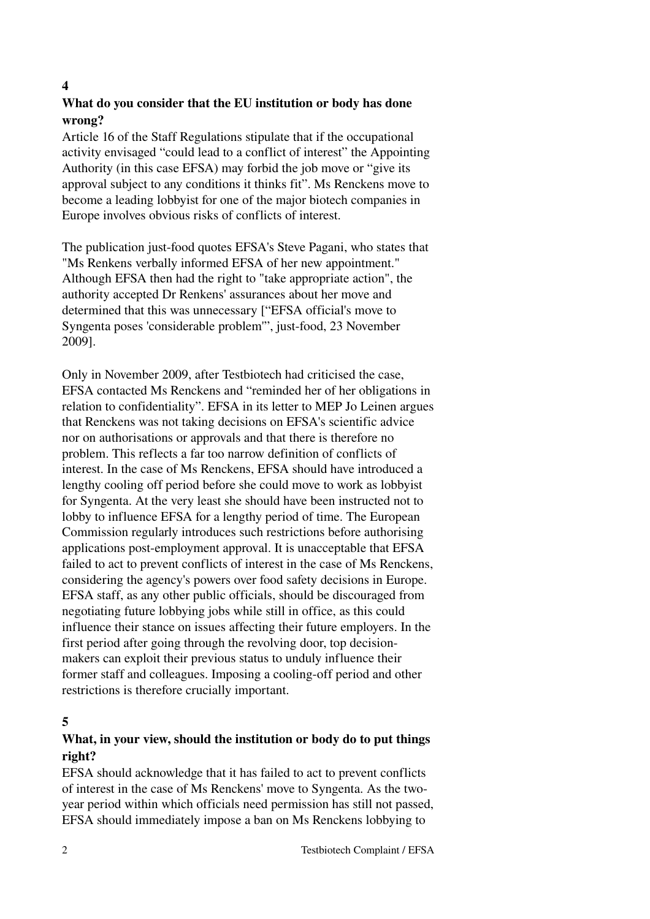**4**

**What do you consider that the EU institution or body has done wrong?**

Article 16 of the Staff Regulations stipulate that if the occupational activity envisaged "could lead to a conflict of interest" the Appointing Authority (in this case EFSA) may forbid the job move or "give its approval subject to any conditions it thinks fit". Ms Renckens move to become a leading lobbyist for one of the major biotech companies in Europe involves obvious risks of conflicts of interest.

The publication just-food quotes EFSA's Steve Pagani, who states that "Ms Renkens verbally informed EFSA of her new appointment." Although EFSA then had the right to "take appropriate action", the authority accepted Dr Renkens' assurances about her move and determined that this was unnecessary ["EFSA official's move to Syngenta poses 'considerable problem'", just-food, 23 November 2009].

Only in November 2009, after Testbiotech had criticised the case, EFSA contacted Ms Renckens and "reminded her of her obligations in relation to confidentiality". EFSA in its letter to MEP Jo Leinen argues that Renckens was not taking decisions on EFSA's scientific advice nor on authorisations or approvals and that there is therefore no problem. This reflects a far too narrow definition of conflicts of interest. In the case of Ms Renckens, EFSA should have introduced a lengthy cooling off period before she could move to work as lobbyist for Syngenta. At the very least she should have been instructed not to lobby to influence EFSA for a lengthy period of time. The European Commission regularly introduces such restrictions before authorising applications post-employment approval. It is unacceptable that EFSA failed to act to prevent conflicts of interest in the case of Ms Renckens, considering the agency's powers over food safety decisions in Europe. EFSA staff, as any other public officials, should be discouraged from negotiating future lobbying jobs while still in office, as this could influence their stance on issues affecting their future employers. In the first period after going through the revolving door, top decision-makers can exploit their previous status to unduly influence their former staff and colleagues. Imposing a cooling-off period and other restrictions is therefore crucially important.

**5**

**What, in your view, should the institution or body do to put things right?**

EFSA should acknowledge that it has failed to act to prevent conflicts of interest in the case of Ms Renckens' move to Syngenta. As the two-year period within which officials need permission has still not passed, EFSA should immediately impose a ban on Ms Renckens lobbying to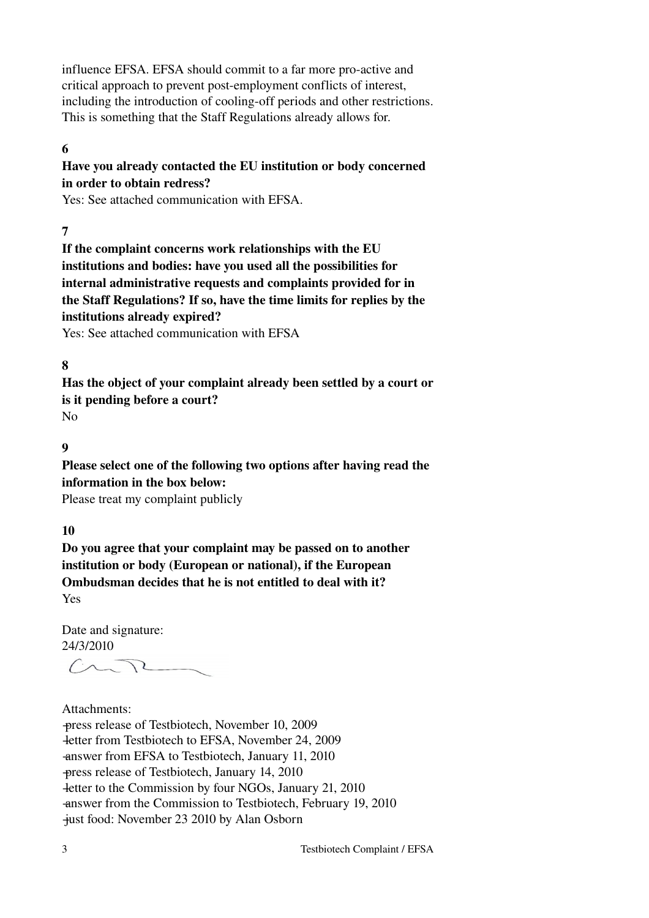influence EFSA. EFSA should commit to a far more pro-active and critical approach to prevent post-employment conflicts of interest, including the introduction of cooling-off periods and other restrictions. This is something that the Staff Regulations already allows for.

**6**

**Have you already contacted the EU institution or body concerned in order to obtain redress?**

Yes: See attached communication with EFSA.

**7**

**If the complaint concerns work relationships with the EU institutions and bodies: have you used all the possibilities for internal administrative requests and complaints provided for in the Staff Regulations? If so, have the time limits for replies by the institutions already expired?**

Yes: See attached communication with EFSA

**8**

**Has the object of your complaint already been settled by a court or is it pending before a court?**

No

**9**

**Please select one of the following two options after having read the information in the box below:**

Please treat my complaint publicly

**10**

**Do you agree that your complaint may be passed on to another institution or body (European or national), if the European Ombudsman decides that he is not entitled to deal with it?**

Yes

Date and signature:
24/3/2010

Attachments:

- press release of Testbiotech, November 10, 2009
- letter from Testbiotech to EFSA, November 24, 2009
- answer from EFSA to Testbiotech, January 11, 2010
- press release of Testbiotech, January 14, 2010
- letter to the Commission by four NGOs, January 21, 2010
- answer from the Commission to Testbiotech, February 19, 2010
- just food: November 23 2010 by Alan Osborn